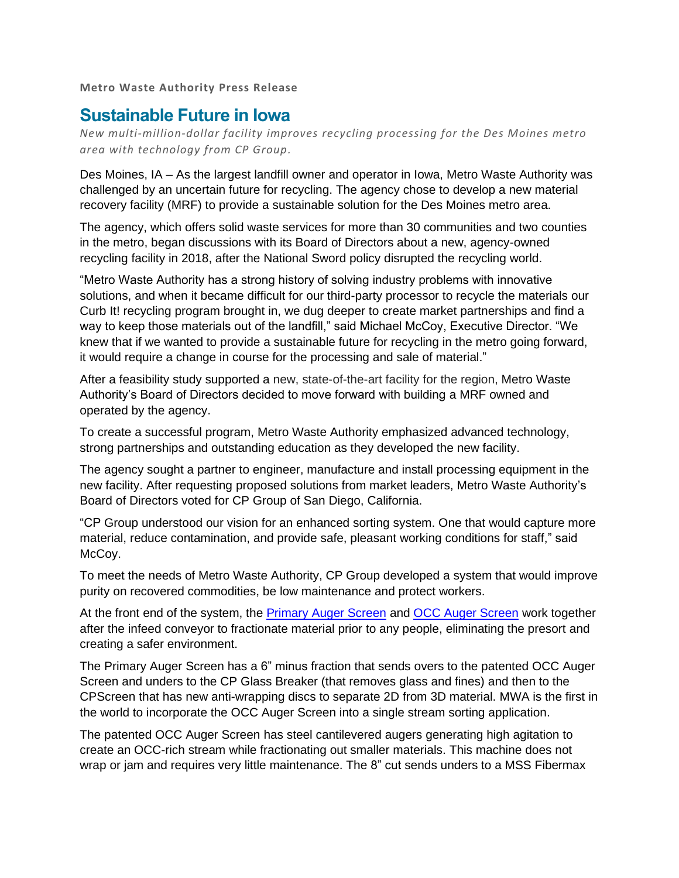**Metro Waste Authority Press Release**

# Sustainable Future in Iowa

*New multi-million-dollar facility improves recycling processing for the Des Moines metro area with technology from CP Group.*

Des Moines, IA – As the largest landfill owner and operator in Iowa, Metro Waste Authority was challenged by an uncertain future for recycling. The agency chose to develop a new material recovery facility (MRF) to provide a sustainable solution for the Des Moines metro area.

The agency, which offers solid waste services for more than 30 communities and two counties in the metro, began discussions with its Board of Directors about a new, agency-owned recycling facility in 2018, after the National Sword policy disrupted the recycling world.

"Metro Waste Authority has a strong history of solving industry problems with innovative solutions, and when it became difficult for our third-party processor to recycle the materials our Curb It! recycling program brought in, we dug deeper to create market partnerships and find a way to keep those materials out of the landfill," said Michael McCoy, Executive Director. "We knew that if we wanted to provide a sustainable future for recycling in the metro going forward, it would require a change in course for the processing and sale of material."

After a feasibility study supported a new, state-of-the-art facility for the region, Metro Waste Authority's Board of Directors decided to move forward with building a MRF owned and operated by the agency.

To create a successful program, Metro Waste Authority emphasized advanced technology, strong partnerships and outstanding education as they developed the new facility.

The agency sought a partner to engineer, manufacture and install processing equipment in the new facility. After requesting proposed solutions from market leaders, Metro Waste Authority's Board of Directors voted for CP Group of San Diego, California.

"CP Group understood our vision for an enhanced sorting system. One that would capture more material, reduce contamination, and provide safe, pleasant working conditions for staff," said McCoy.

To meet the needs of Metro Waste Authority, CP Group developed a system that would improve purity on recovered commodities, be low maintenance and protect workers.

At the front end of the system, the Primary Auger Screen and OCC Auger Screen work together after the infeed conveyor to fractionate material prior to any people, eliminating the presort and creating a safer environment.

The Primary Auger Screen has a 6" minus fraction that sends overs to the patented OCC Auger Screen and unders to the CP Glass Breaker (that removes glass and fines) and then to the CPScreen that has new anti-wrapping discs to separate 2D from 3D material. MWA is the first in the world to incorporate the OCC Auger Screen into a single stream sorting application.

The patented OCC Auger Screen has steel cantilevered augers generating high agitation to create an OCC-rich stream while fractionating out smaller materials. This machine does not wrap or jam and requires very little maintenance. The 8" cut sends unders to a MSS Fibermax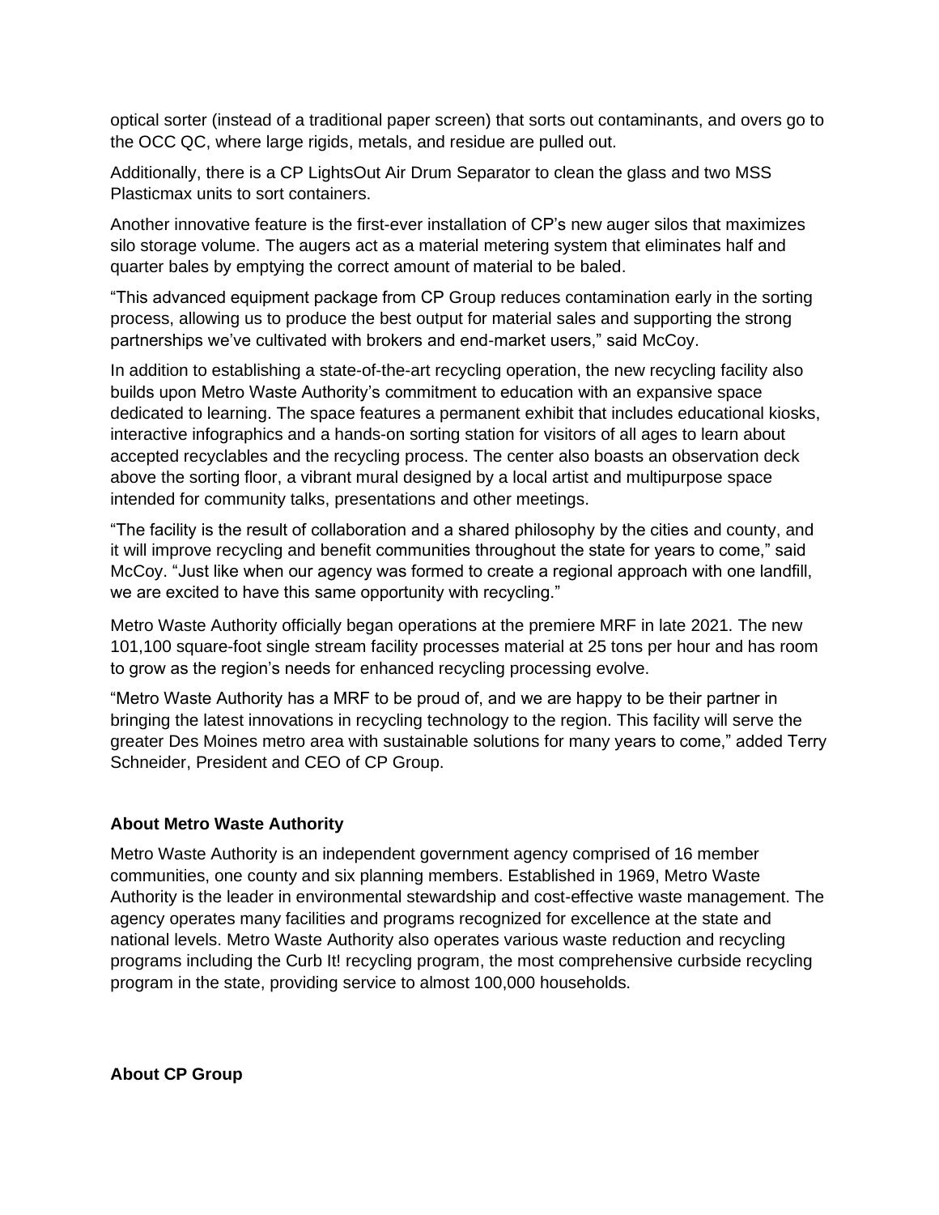optical sorter (instead of a traditional paper screen) that sorts out contaminants, and overs go to the OCC QC, where large rigids, metals, and residue are pulled out.

Additionally, there is a CP LightsOut Air Drum Separator to clean the glass and two MSS Plasticmax units to sort containers.

Another innovative feature is the first-ever installation of CP's new auger silos that maximizes silo storage volume. The augers act as a material metering system that eliminates half and quarter bales by emptying the correct amount of material to be baled.

"This advanced equipment package from CP Group reduces contamination early in the sorting process, allowing us to produce the best output for material sales and supporting the strong partnerships we've cultivated with brokers and end-market users," said McCoy.

In addition to establishing a state-of-the-art recycling operation, the new recycling facility also builds upon Metro Waste Authority's commitment to education with an expansive space dedicated to learning. The space features a permanent exhibit that includes educational kiosks, interactive infographics and a hands-on sorting station for visitors of all ages to learn about accepted recyclables and the recycling process. The center also boasts an observation deck above the sorting floor, a vibrant mural designed by a local artist and multipurpose space intended for community talks, presentations and other meetings.

"The facility is the result of collaboration and a shared philosophy by the cities and county, and it will improve recycling and benefit communities throughout the state for years to come," said McCoy. "Just like when our agency was formed to create a regional approach with one landfill, we are excited to have this same opportunity with recycling."

Metro Waste Authority officially began operations at the premiere MRF in late 2021. The new 101,100 square-foot single stream facility processes material at 25 tons per hour and has room to grow as the region's needs for enhanced recycling processing evolve.

"Metro Waste Authority has a MRF to be proud of, and we are happy to be their partner in bringing the latest innovations in recycling technology to the region. This facility will serve the greater Des Moines metro area with sustainable solutions for many years to come," added Terry Schneider, President and CEO of CP Group.

**About Metro Waste Authority**

Metro Waste Authority is an independent government agency comprised of 16 member communities, one county and six planning members. Established in 1969, Metro Waste Authority is the leader in environmental stewardship and cost-effective waste management. The agency operates many facilities and programs recognized for excellence at the state and national levels. Metro Waste Authority also operates various waste reduction and recycling programs including the Curb It! recycling program, the most comprehensive curbside recycling program in the state, providing service to almost 100,000 households.

**About CP Group**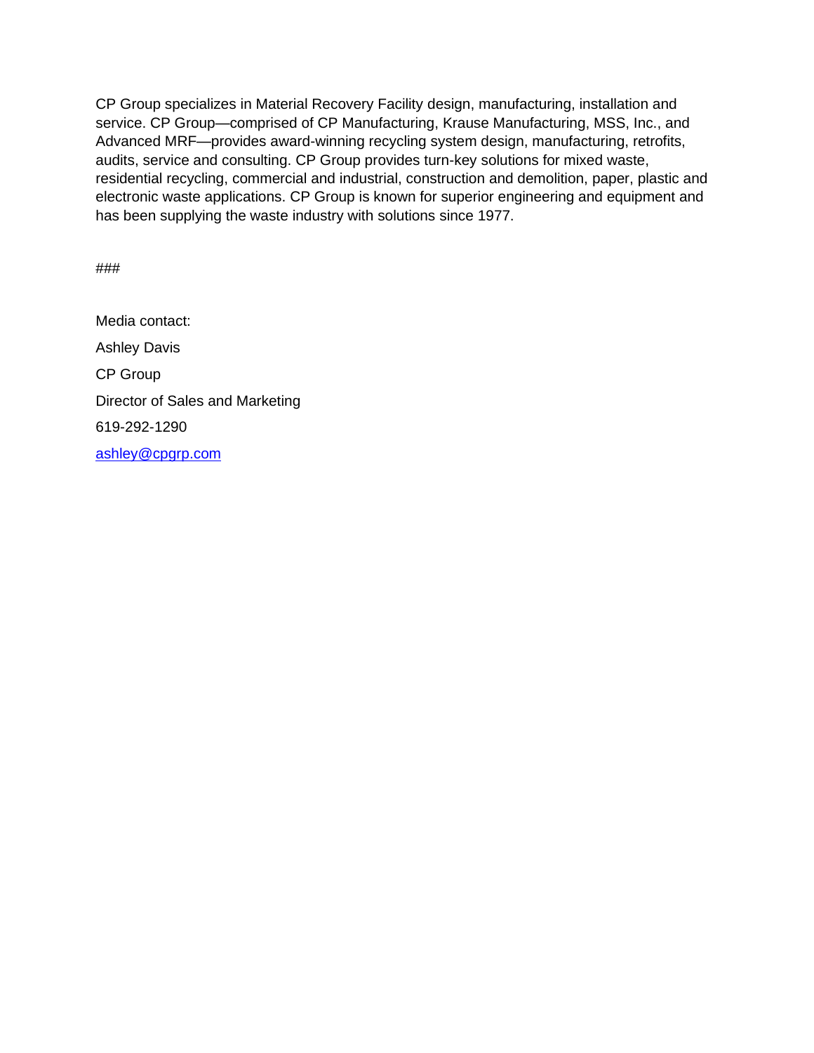CP Group specializes in Material Recovery Facility design, manufacturing, installation and service. CP Group—comprised of CP Manufacturing, Krause Manufacturing, MSS, Inc., and Advanced MRF—provides award-winning recycling system design, manufacturing, retrofits, audits, service and consulting. CP Group provides turn-key solutions for mixed waste, residential recycling, commercial and industrial, construction and demolition, paper, plastic and electronic waste applications. CP Group is known for superior engineering and equipment and has been supplying the waste industry with solutions since 1977.

###

Media contact:

Ashley Davis

CP Group

Director of Sales and Marketing

619-292-1290

ashley@cpgrp.com